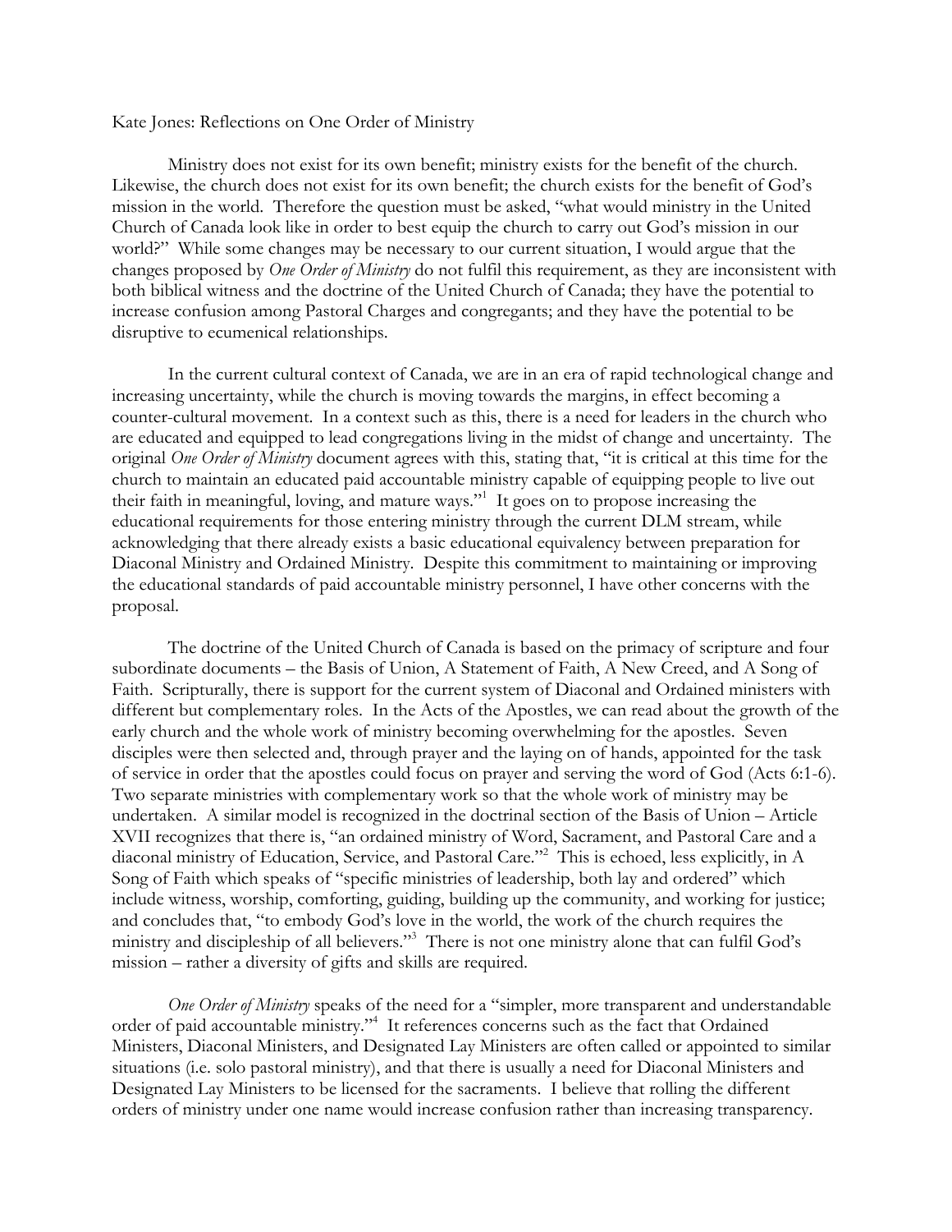Kate Jones: Reflections on One Order of Ministry

Ministry does not exist for its own benefit; ministry exists for the benefit of the church. Likewise, the church does not exist for its own benefit; the church exists for the benefit of God's mission in the world. Therefore the question must be asked, "what would ministry in the United Church of Canada look like in order to best equip the church to carry out God's mission in our world?" While some changes may be necessary to our current situation, I would argue that the changes proposed by *One Order of Ministry* do not fulfil this requirement, as they are inconsistent with both biblical witness and the doctrine of the United Church of Canada; they have the potential to increase confusion among Pastoral Charges and congregants; and they have the potential to be disruptive to ecumenical relationships.

In the current cultural context of Canada, we are in an era of rapid technological change and increasing uncertainty, while the church is moving towards the margins, in effect becoming a counter-cultural movement. In a context such as this, there is a need for leaders in the church who are educated and equipped to lead congregations living in the midst of change and uncertainty. The original *One Order of Ministry* document agrees with this, stating that, "it is critical at this time for the church to maintain an educated paid accountable ministry capable of equipping people to live out their faith in meaningful, loving, and mature ways."[1] It goes on to propose increasing the educational requirements for those entering ministry through the current DLM stream, while acknowledging that there already exists a basic educational equivalency between preparation for Diaconal Ministry and Ordained Ministry. Despite this commitment to maintaining or improving the educational standards of paid accountable ministry personnel, I have other concerns with the proposal.

The doctrine of the United Church of Canada is based on the primacy of scripture and four subordinate documents – the Basis of Union, A Statement of Faith, A New Creed, and A Song of Faith. Scripturally, there is support for the current system of Diaconal and Ordained ministers with different but complementary roles. In the Acts of the Apostles, we can read about the growth of the early church and the whole work of ministry becoming overwhelming for the apostles. Seven disciples were then selected and, through prayer and the laying on of hands, appointed for the task of service in order that the apostles could focus on prayer and serving the word of God (Acts 6:1-6). Two separate ministries with complementary work so that the whole work of ministry may be undertaken. A similar model is recognized in the doctrinal section of the Basis of Union – Article XVII recognizes that there is, "an ordained ministry of Word, Sacrament, and Pastoral Care and a diaconal ministry of Education, Service, and Pastoral Care."[2] This is echoed, less explicitly, in A Song of Faith which speaks of "specific ministries of leadership, both lay and ordered" which include witness, worship, comforting, guiding, building up the community, and working for justice; and concludes that, "to embody God's love in the world, the work of the church requires the ministry and discipleship of all believers."[3] There is not one ministry alone that can fulfil God's mission – rather a diversity of gifts and skills are required.

*One Order of Ministry* speaks of the need for a "simpler, more transparent and understandable order of paid accountable ministry."[4] It references concerns such as the fact that Ordained Ministers, Diaconal Ministers, and Designated Lay Ministers are often called or appointed to similar situations (i.e. solo pastoral ministry), and that there is usually a need for Diaconal Ministers and Designated Lay Ministers to be licensed for the sacraments. I believe that rolling the different orders of ministry under one name would increase confusion rather than increasing transparency.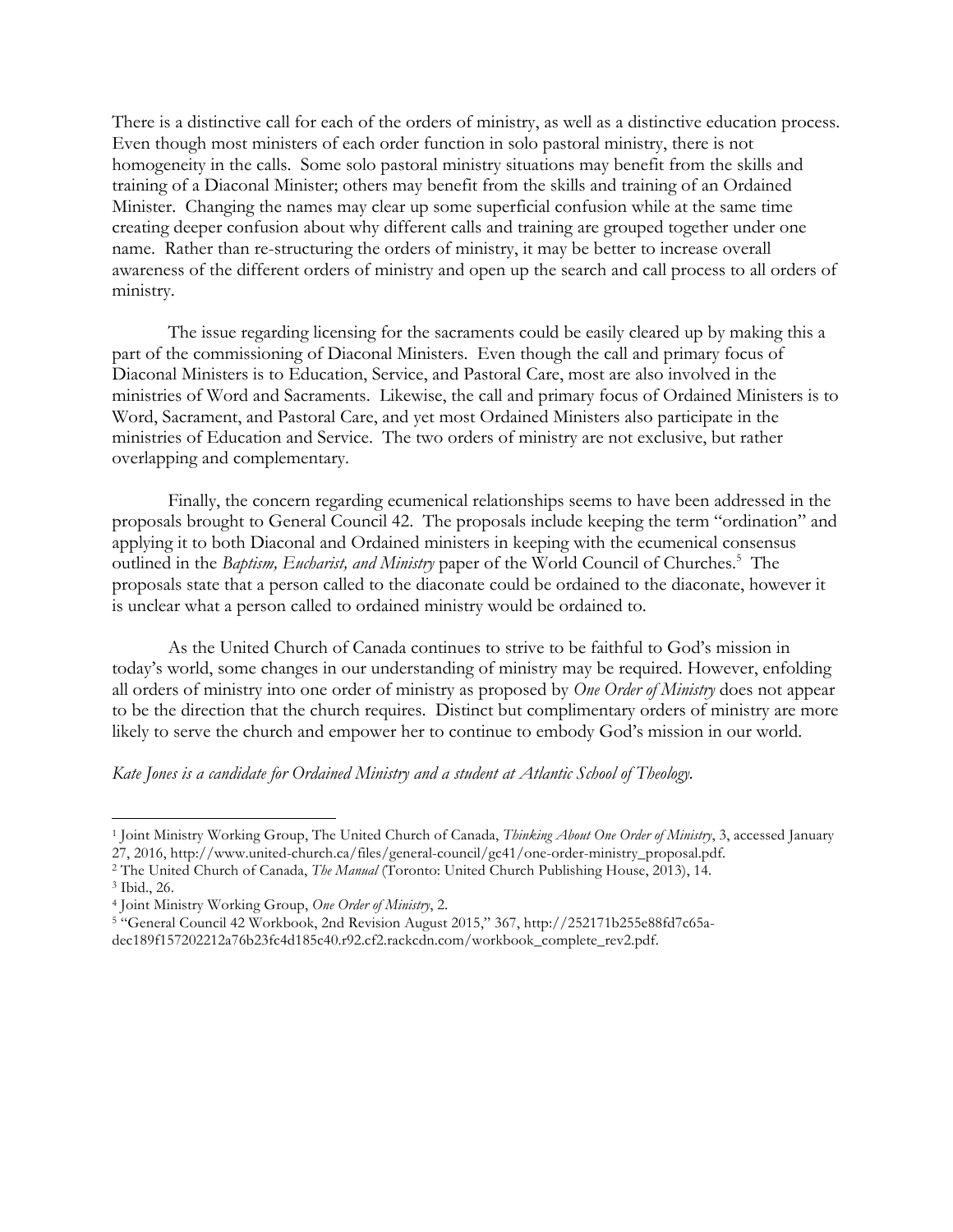There is a distinctive call for each of the orders of ministry, as well as a distinctive education process. Even though most ministers of each order function in solo pastoral ministry, there is not homogeneity in the calls. Some solo pastoral ministry situations may benefit from the skills and training of a Diaconal Minister; others may benefit from the skills and training of an Ordained Minister. Changing the names may clear up some superficial confusion while at the same time creating deeper confusion about why different calls and training are grouped together under one name. Rather than re-structuring the orders of ministry, it may be better to increase overall awareness of the different orders of ministry and open up the search and call process to all orders of ministry.

The issue regarding licensing for the sacraments could be easily cleared up by making this a part of the commissioning of Diaconal Ministers. Even though the call and primary focus of Diaconal Ministers is to Education, Service, and Pastoral Care, most are also involved in the ministries of Word and Sacraments. Likewise, the call and primary focus of Ordained Ministers is to Word, Sacrament, and Pastoral Care, and yet most Ordained Ministers also participate in the ministries of Education and Service. The two orders of ministry are not exclusive, but rather overlapping and complementary.

Finally, the concern regarding ecumenical relationships seems to have been addressed in the proposals brought to General Council 42. The proposals include keeping the term "ordination" and applying it to both Diaconal and Ordained ministers in keeping with the ecumenical consensus outlined in the *Baptism, Eucharist, and Ministry* paper of the World Council of Churches.[5] The proposals state that a person called to the diaconate could be ordained to the diaconate, however it is unclear what a person called to ordained ministry would be ordained to.

As the United Church of Canada continues to strive to be faithful to God's mission in today's world, some changes in our understanding of ministry may be required. However, enfolding all orders of ministry into one order of ministry as proposed by *One Order of Ministry* does not appear to be the direction that the church requires. Distinct but complimentary orders of ministry are more likely to serve the church and empower her to continue to embody God's mission in our world.

*Kate Jones is a candidate for Ordained Ministry and a student at Atlantic School of Theology.*

---

[1] Joint Ministry Working Group, The United Church of Canada, *Thinking About One Order of Ministry*, 3, accessed January 27, 2016, http://www.united-church.ca/files/general-council/gc41/one-order-ministry_proposal.pdf.

[2] The United Church of Canada, *The Manual* (Toronto: United Church Publishing House, 2013), 14.

[3] Ibid., 26.

[4] Joint Ministry Working Group, *One Order of Ministry*, 2.

[5] "General Council 42 Workbook, 2nd Revision August 2015," 367, http://252171b255e88fd7c65a-dec189f157202212a76b23fc4d185c40.r92.cf2.rackcdn.com/workbook_complete_rev2.pdf.